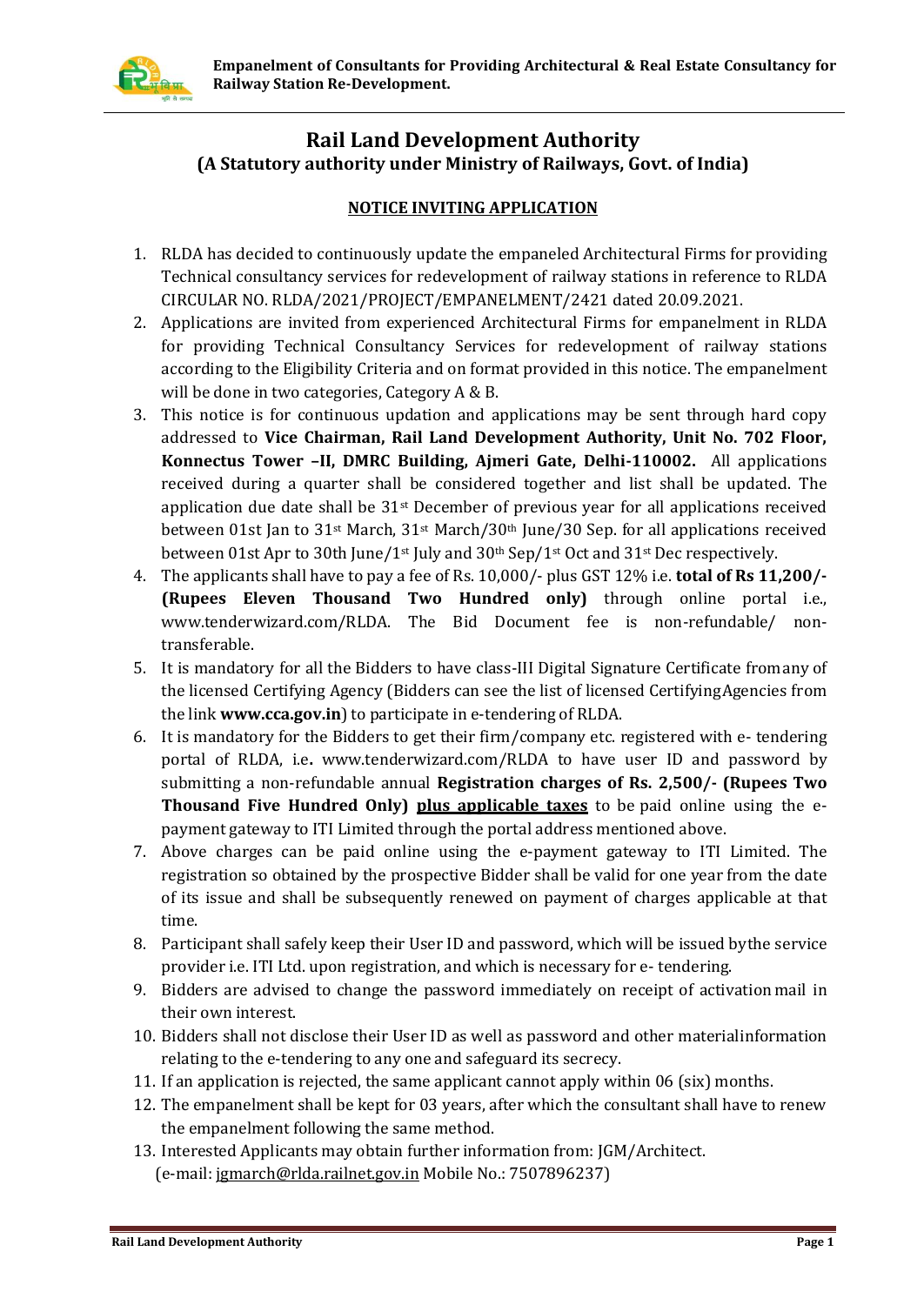# Rail Land Development Authority

## (A Statutory authority under Ministry of Railways, Govt. of India)

### NOTICE INVITING APPLICATION

1. RLDA has decided to continuously update the empaneled Architectural Firms for providing Technical consultancy services for redevelopment of railway stations in reference to RLDA CIRCULAR NO. RLDA/2021/PROJECT/EMPANELMENT/2421 dated 20.09.2021.
2. Applications are invited from experienced Architectural Firms for empanelment in RLDA for providing Technical Consultancy Services for redevelopment of railway stations according to the Eligibility Criteria and on format provided in this notice. The empanelment will be done in two categories, Category A & B.
3. This notice is for continuous updation and applications may be sent through hard copy addressed to **Vice Chairman, Rail Land Development Authority, Unit No. 702 Floor, Konnectus Tower –II, DMRC Building, Ajmeri Gate, Delhi-110002.** All applications received during a quarter shall be considered together and list shall be updated. The application due date shall be 31st December of previous year for all applications received between 01st Jan to 31st March, 31st March/30th June/30 Sep. for all applications received between 01st Apr to 30th June/1st July and 30th Sep/1st Oct and 31st Dec respectively.
4. The applicants shall have to pay a fee of Rs. 10,000/- plus GST 12% i.e. **total of Rs 11,200/- (Rupees Eleven Thousand Two Hundred only)** through online portal i.e., www.tenderwizard.com/RLDA. The Bid Document fee is non-refundable/ non-transferable.
5. It is mandatory for all the Bidders to have class-III Digital Signature Certificate fromany of the licensed Certifying Agency (Bidders can see the list of licensed CertifyingAgencies from the link **www.cca.gov.in**) to participate in e-tendering of RLDA.
6. It is mandatory for the Bidders to get their firm/company etc. registered with e- tendering portal of RLDA, i.e**.** www.tenderwizard.com/RLDA to have user ID and password by submitting a non-refundable annual **Registration charges of Rs. 2,500/- (Rupees Two Thousand Five Hundred Only) plus applicable taxes** to be paid online using the e-payment gateway to ITI Limited through the portal address mentioned above.
7. Above charges can be paid online using the e-payment gateway to ITI Limited. The registration so obtained by the prospective Bidder shall be valid for one year from the date of its issue and shall be subsequently renewed on payment of charges applicable at that time.
8. Participant shall safely keep their User ID and password, which will be issued bythe service provider i.e. ITI Ltd. upon registration, and which is necessary for e- tendering.
9. Bidders are advised to change the password immediately on receipt of activation mail in their own interest.
10. Bidders shall not disclose their User ID as well as password and other materialinformation relating to the e-tendering to any one and safeguard its secrecy.
11. If an application is rejected, the same applicant cannot apply within 06 (six) months.
12. The empanelment shall be kept for 03 years, after which the consultant shall have to renew the empanelment following the same method.
13. Interested Applicants may obtain further information from: JGM/Architect.
    (e-mail: jgmarch@rlda.railnet.gov.in Mobile No.: 7507896237)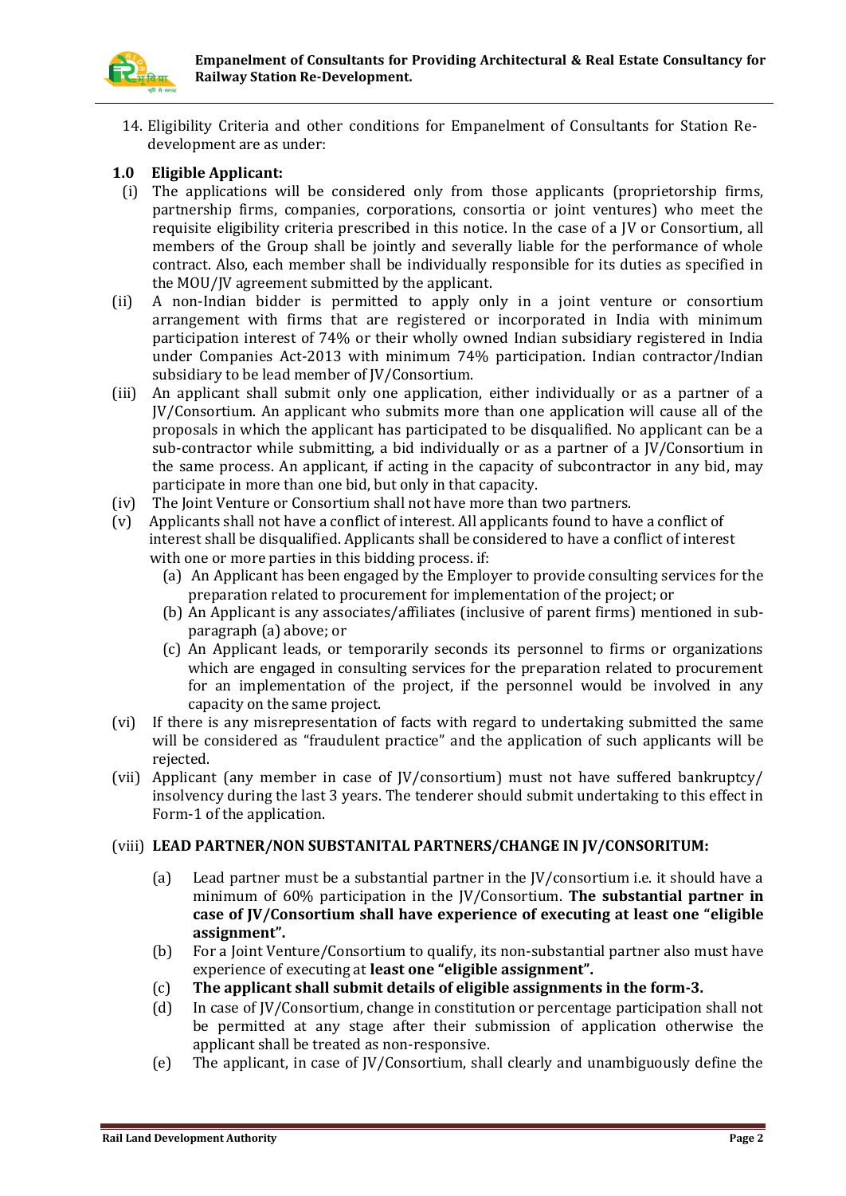14. Eligibility Criteria and other conditions for Empanelment of Consultants for Station Re-development are as under:

**1.0 Eligible Applicant:**

(i) The applications will be considered only from those applicants (proprietorship firms, partnership firms, companies, corporations, consortia or joint ventures) who meet the requisite eligibility criteria prescribed in this notice. In the case of a JV or Consortium, all members of the Group shall be jointly and severally liable for the performance of whole contract. Also, each member shall be individually responsible for its duties as specified in the MOU/JV agreement submitted by the applicant.

(ii) A non-Indian bidder is permitted to apply only in a joint venture or consortium arrangement with firms that are registered or incorporated in India with minimum participation interest of 74% or their wholly owned Indian subsidiary registered in India under Companies Act-2013 with minimum 74% participation. Indian contractor/Indian subsidiary to be lead member of JV/Consortium.

(iii) An applicant shall submit only one application, either individually or as a partner of a JV/Consortium. An applicant who submits more than one application will cause all of the proposals in which the applicant has participated to be disqualified. No applicant can be a sub-contractor while submitting, a bid individually or as a partner of a JV/Consortium in the same process. An applicant, if acting in the capacity of subcontractor in any bid, may participate in more than one bid, but only in that capacity.

(iv) The Joint Venture or Consortium shall not have more than two partners.

(v) Applicants shall not have a conflict of interest. All applicants found to have a conflict of interest shall be disqualified. Applicants shall be considered to have a conflict of interest with one or more parties in this bidding process. if:

(a) An Applicant has been engaged by the Employer to provide consulting services for the preparation related to procurement for implementation of the project; or

(b) An Applicant is any associates/affiliates (inclusive of parent firms) mentioned in sub-paragraph (a) above; or

(c) An Applicant leads, or temporarily seconds its personnel to firms or organizations which are engaged in consulting services for the preparation related to procurement for an implementation of the project, if the personnel would be involved in any capacity on the same project.

(vi) If there is any misrepresentation of facts with regard to undertaking submitted the same will be considered as "fraudulent practice" and the application of such applicants will be rejected.

(vii) Applicant (any member in case of JV/consortium) must not have suffered bankruptcy/ insolvency during the last 3 years. The tenderer should submit undertaking to this effect in Form-1 of the application.

(viii) **LEAD PARTNER/NON SUBSTANITAL PARTNERS/CHANGE IN JV/CONSORITUM:**

(a) Lead partner must be a substantial partner in the JV/consortium i.e. it should have a minimum of 60% participation in the JV/Consortium. **The substantial partner in case of JV/Consortium shall have experience of executing at least one "eligible assignment".**

(b) For a Joint Venture/Consortium to qualify, its non-substantial partner also must have experience of executing at **least one "eligible assignment".**

(c) **The applicant shall submit details of eligible assignments in the form-3.**

(d) In case of JV/Consortium, change in constitution or percentage participation shall not be permitted at any stage after their submission of application otherwise the applicant shall be treated as non-responsive.

(e) The applicant, in case of JV/Consortium, shall clearly and unambiguously define the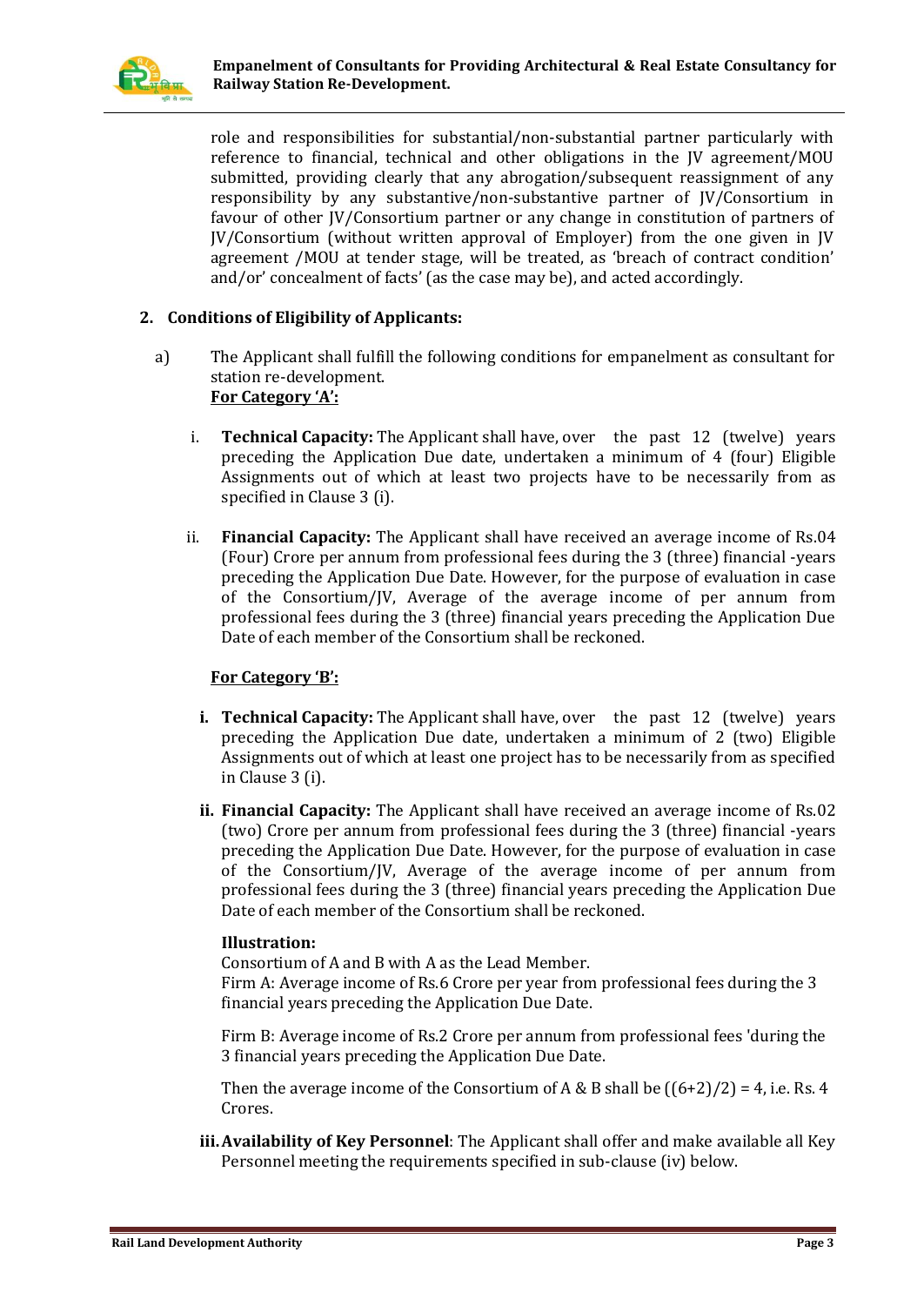role and responsibilities for substantial/non-substantial partner particularly with reference to financial, technical and other obligations in the JV agreement/MOU submitted, providing clearly that any abrogation/subsequent reassignment of any responsibility by any substantive/non-substantive partner of JV/Consortium in favour of other JV/Consortium partner or any change in constitution of partners of JV/Consortium (without written approval of Employer) from the one given in JV agreement /MOU at tender stage, will be treated, as 'breach of contract condition' and/or' concealment of facts' (as the case may be), and acted accordingly.

**2. Conditions of Eligibility of Applicants:**

a) The Applicant shall fulfill the following conditions for empanelment as consultant for station re-development.
**For Category 'A':**

i. **Technical Capacity:** The Applicant shall have, over the past 12 (twelve) years preceding the Application Due date, undertaken a minimum of 4 (four) Eligible Assignments out of which at least two projects have to be necessarily from as specified in Clause 3 (i).

ii. **Financial Capacity:** The Applicant shall have received an average income of Rs.04 (Four) Crore per annum from professional fees during the 3 (three) financial -years preceding the Application Due Date. However, for the purpose of evaluation in case of the Consortium/JV, Average of the average income of per annum from professional fees during the 3 (three) financial years preceding the Application Due Date of each member of the Consortium shall be reckoned.

**For Category 'B':**

**i. Technical Capacity:** The Applicant shall have, over the past 12 (twelve) years preceding the Application Due date, undertaken a minimum of 2 (two) Eligible Assignments out of which at least one project has to be necessarily from as specified in Clause 3 (i).

**ii. Financial Capacity:** The Applicant shall have received an average income of Rs.02 (two) Crore per annum from professional fees during the 3 (three) financial -years preceding the Application Due Date. However, for the purpose of evaluation in case of the Consortium/JV, Average of the average income of per annum from professional fees during the 3 (three) financial years preceding the Application Due Date of each member of the Consortium shall be reckoned.

**Illustration:**

Consortium of A and B with A as the Lead Member.
Firm A: Average income of Rs.6 Crore per year from professional fees during the 3 financial years preceding the Application Due Date.

Firm B: Average income of Rs.2 Crore per annum from professional fees 'during the 3 financial years preceding the Application Due Date.

Then the average income of the Consortium of A & B shall be ((6+2)/2) = 4, i.e. Rs. 4 Crores.

**iii. Availability of Key Personnel**: The Applicant shall offer and make available all Key Personnel meeting the requirements specified in sub-clause (iv) below.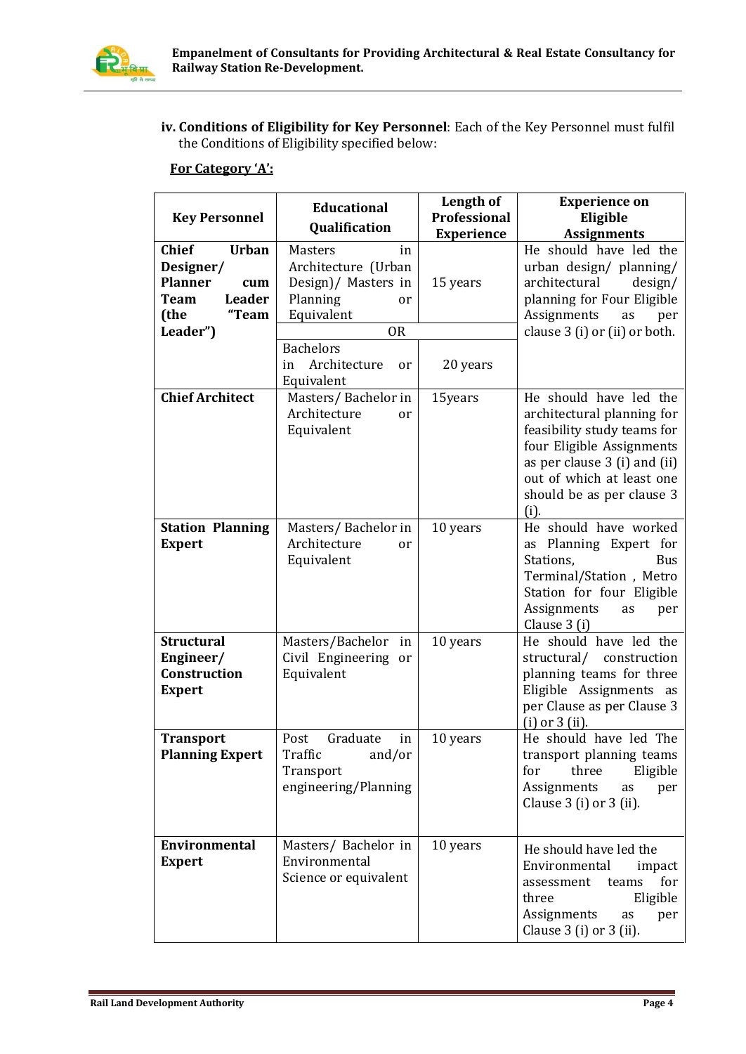**iv. Conditions of Eligibility for Key Personnel**: Each of the Key Personnel must fulfil the Conditions of Eligibility specified below:

**For Category 'A':**

| Key Personnel | Educational Qualification | Length of Professional Experience | Experience on Eligible Assignments |
|---|---|---|---|
| **Chief Urban Designer/ Planner cum Team Leader (the "Team Leader")** | Masters in Architecture (Urban Design)/ Masters in Planning or Equivalent | 15 years | He should have led the urban design/ planning/ architectural design/ planning for Four Eligible Assignments as per clause 3 (i) or (ii) or both. |
| | OR | | |
| | Bachelors in Architecture or Equivalent | 20 years | |
| **Chief Architect** | Masters/ Bachelor in Architecture or Equivalent | 15years | He should have led the architectural planning for feasibility study teams for four Eligible Assignments as per clause 3 (i) and (ii) out of which at least one should be as per clause 3 (i). |
| **Station Planning Expert** | Masters/ Bachelor in Architecture or Equivalent | 10 years | He should have worked as Planning Expert for Stations, Bus Terminal/Station , Metro Station for four Eligible Assignments as per Clause 3 (i) |
| **Structural Engineer/ Construction Expert** | Masters/Bachelor in Civil Engineering or Equivalent | 10 years | He should have led the structural/ construction planning teams for three Eligible Assignments as per Clause as per Clause 3 (i) or 3 (ii). |
| **Transport Planning Expert** | Post Graduate in Traffic and/or Transport engineering/Planning | 10 years | He should have led The transport planning teams for three Eligible Assignments as per Clause 3 (i) or 3 (ii). |
| **Environmental Expert** | Masters/ Bachelor in Environmental Science or equivalent | 10 years | He should have led the Environmental impact assessment teams for three Eligible Assignments as per Clause 3 (i) or 3 (ii). |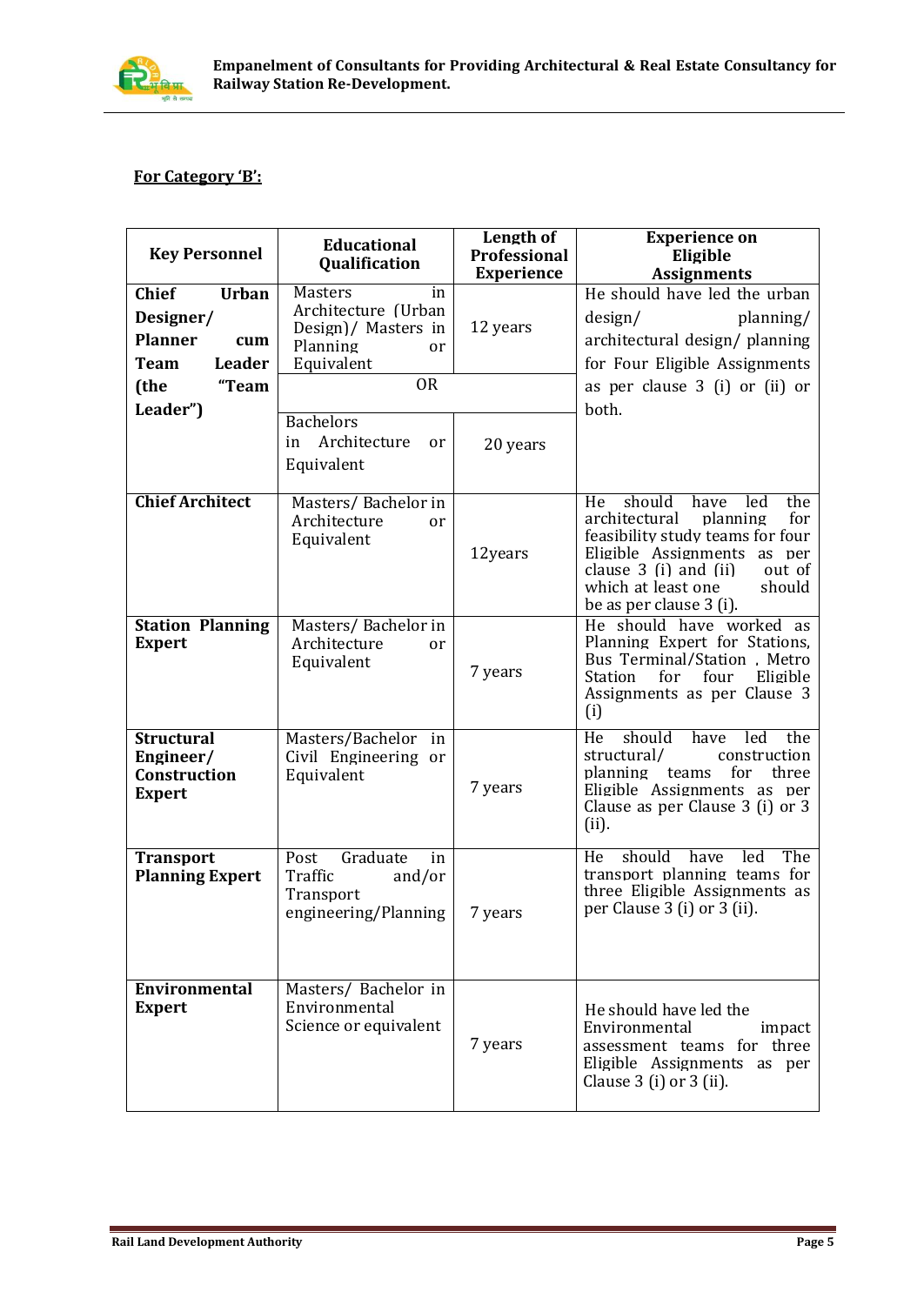## For Category 'B':

| Key Personnel | Educational Qualification | Length of Professional Experience | Experience on Eligible Assignments |
|---|---|---|---|
| **Chief Urban Designer/ Planner cum Team Leader (the "Team Leader")** | Masters in Architecture (Urban Design)/ Masters in Planning or Equivalent | 12 years | He should have led the urban design/ planning/ architectural design/ planning for Four Eligible Assignments as per clause 3 (i) or (ii) or both. |
| | OR | | |
| | Bachelors in Architecture or Equivalent | 20 years | |
| **Chief Architect** | Masters/ Bachelor in Architecture or Equivalent | 12years | He should have led the architectural planning for feasibility study teams for four Eligible Assignments as per clause 3 (i) and (ii) out of which at least one should be as per clause 3 (i). |
| **Station Planning Expert** | Masters/ Bachelor in Architecture or Equivalent | 7 years | He should have worked as Planning Expert for Stations, Bus Terminal/Station , Metro Station for four Eligible Assignments as per Clause 3 (i) |
| **Structural Engineer/ Construction Expert** | Masters/Bachelor in Civil Engineering or Equivalent | 7 years | He should have led the structural/ construction planning teams for three Eligible Assignments as per Clause as per Clause 3 (i) or 3 (ii). |
| **Transport Planning Expert** | Post Graduate in Traffic and/or Transport engineering/Planning | 7 years | He should have led The transport planning teams for three Eligible Assignments as per Clause 3 (i) or 3 (ii). |
| **Environmental Expert** | Masters/ Bachelor in Environmental Science or equivalent | 7 years | He should have led the Environmental impact assessment teams for three Eligible Assignments as per Clause 3 (i) or 3 (ii). |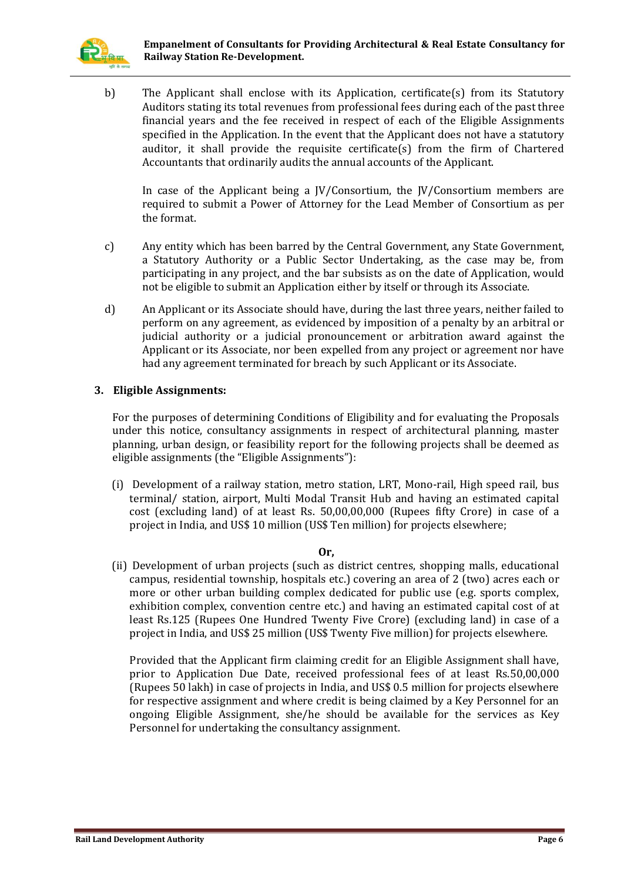b) The Applicant shall enclose with its Application, certificate(s) from its Statutory Auditors stating its total revenues from professional fees during each of the past three financial years and the fee received in respect of each of the Eligible Assignments specified in the Application. In the event that the Applicant does not have a statutory auditor, it shall provide the requisite certificate(s) from the firm of Chartered Accountants that ordinarily audits the annual accounts of the Applicant.

   In case of the Applicant being a JV/Consortium, the JV/Consortium members are required to submit a Power of Attorney for the Lead Member of Consortium as per the format.

c) Any entity which has been barred by the Central Government, any State Government, a Statutory Authority or a Public Sector Undertaking, as the case may be, from participating in any project, and the bar subsists as on the date of Application, would not be eligible to submit an Application either by itself or through its Associate.

d) An Applicant or its Associate should have, during the last three years, neither failed to perform on any agreement, as evidenced by imposition of a penalty by an arbitral or judicial authority or a judicial pronouncement or arbitration award against the Applicant or its Associate, nor been expelled from any project or agreement nor have had any agreement terminated for breach by such Applicant or its Associate.

## 3. Eligible Assignments:

For the purposes of determining Conditions of Eligibility and for evaluating the Proposals under this notice, consultancy assignments in respect of architectural planning, master planning, urban design, or feasibility report for the following projects shall be deemed as eligible assignments (the "Eligible Assignments"):

(i) Development of a railway station, metro station, LRT, Mono-rail, High speed rail, bus terminal/ station, airport, Multi Modal Transit Hub and having an estimated capital cost (excluding land) of at least Rs. 50,00,00,000 (Rupees fifty Crore) in case of a project in India, and US$ 10 million (US$ Ten million) for projects elsewhere;

**Or,**

(ii) Development of urban projects (such as district centres, shopping malls, educational campus, residential township, hospitals etc.) covering an area of 2 (two) acres each or more or other urban building complex dedicated for public use (e.g. sports complex, exhibition complex, convention centre etc.) and having an estimated capital cost of at least Rs.125 (Rupees One Hundred Twenty Five Crore) (excluding land) in case of a project in India, and US$ 25 million (US$ Twenty Five million) for projects elsewhere.

   Provided that the Applicant firm claiming credit for an Eligible Assignment shall have, prior to Application Due Date, received professional fees of at least Rs.50,00,000 (Rupees 50 lakh) in case of projects in India, and US$ 0.5 million for projects elsewhere for respective assignment and where credit is being claimed by a Key Personnel for an ongoing Eligible Assignment, she/he should be available for the services as Key Personnel for undertaking the consultancy assignment.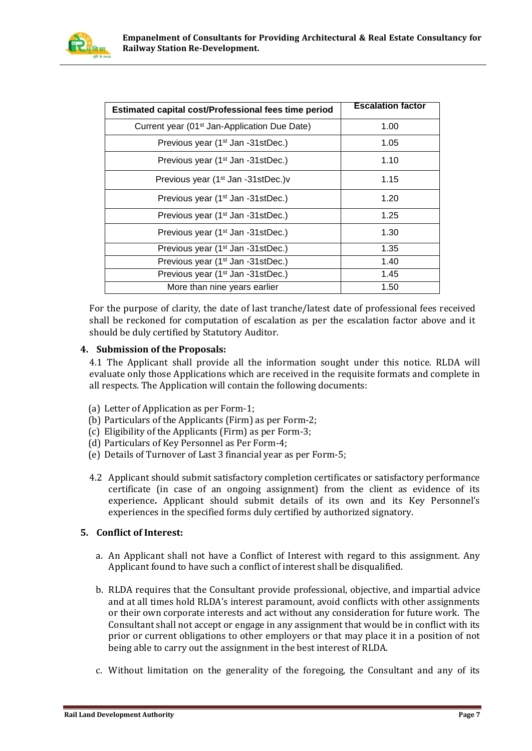| Estimated capital cost/Professional fees time period | Escalation factor |
|---|---|
| Current year (01st Jan-Application Due Date) | 1.00 |
| Previous year (1st Jan -31stDec.) | 1.05 |
| Previous year (1st Jan -31stDec.) | 1.10 |
| Previous year (1st Jan -31stDec.)v | 1.15 |
| Previous year (1st Jan -31stDec.) | 1.20 |
| Previous year (1st Jan -31stDec.) | 1.25 |
| Previous year (1st Jan -31stDec.) | 1.30 |
| Previous year (1st Jan -31stDec.) | 1.35 |
| Previous year (1st Jan -31stDec.) | 1.40 |
| Previous year (1st Jan -31stDec.) | 1.45 |
| More than nine years earlier | 1.50 |

For the purpose of clarity, the date of last tranche/latest date of professional fees received shall be reckoned for computation of escalation as per the escalation factor above and it should be duly certified by Statutory Auditor.

**4. Submission of the Proposals:**

4.1 The Applicant shall provide all the information sought under this notice. RLDA will evaluate only those Applications which are received in the requisite formats and complete in all respects. The Application will contain the following documents:

(a) Letter of Application as per Form-1;
(b) Particulars of the Applicants (Firm) as per Form-2;
(c) Eligibility of the Applicants (Firm) as per Form-3;
(d) Particulars of Key Personnel as Per Form-4;
(e) Details of Turnover of Last 3 financial year as per Form-5;

4.2 Applicant should submit satisfactory completion certificates or satisfactory performance certificate (in case of an ongoing assignment) from the client as evidence of its experience**.** Applicant should submit details of its own and its Key Personnel's experiences in the specified forms duly certified by authorized signatory.

**5. Conflict of Interest:**

a. An Applicant shall not have a Conflict of Interest with regard to this assignment. Any Applicant found to have such a conflict of interest shall be disqualified.

b. RLDA requires that the Consultant provide professional, objective, and impartial advice and at all times hold RLDA's interest paramount, avoid conflicts with other assignments or their own corporate interests and act without any consideration for future work. The Consultant shall not accept or engage in any assignment that would be in conflict with its prior or current obligations to other employers or that may place it in a position of not being able to carry out the assignment in the best interest of RLDA.

c. Without limitation on the generality of the foregoing, the Consultant and any of its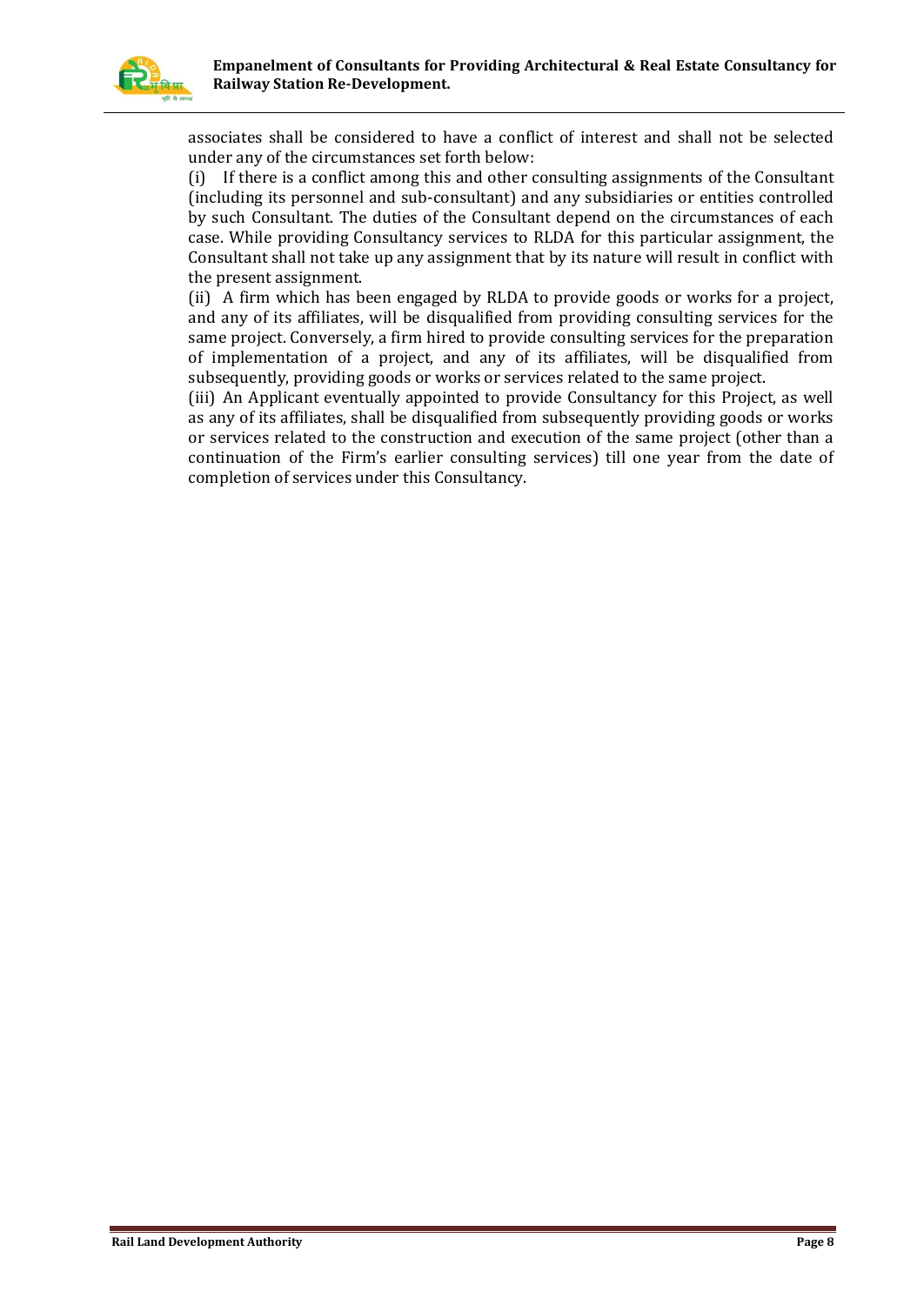associates shall be considered to have a conflict of interest and shall not be selected under any of the circumstances set forth below:

(i) If there is a conflict among this and other consulting assignments of the Consultant (including its personnel and sub-consultant) and any subsidiaries or entities controlled by such Consultant. The duties of the Consultant depend on the circumstances of each case. While providing Consultancy services to RLDA for this particular assignment, the Consultant shall not take up any assignment that by its nature will result in conflict with the present assignment.

(ii) A firm which has been engaged by RLDA to provide goods or works for a project, and any of its affiliates, will be disqualified from providing consulting services for the same project. Conversely, a firm hired to provide consulting services for the preparation of implementation of a project, and any of its affiliates, will be disqualified from subsequently, providing goods or works or services related to the same project.

(iii) An Applicant eventually appointed to provide Consultancy for this Project, as well as any of its affiliates, shall be disqualified from subsequently providing goods or works or services related to the construction and execution of the same project (other than a continuation of the Firm's earlier consulting services) till one year from the date of completion of services under this Consultancy.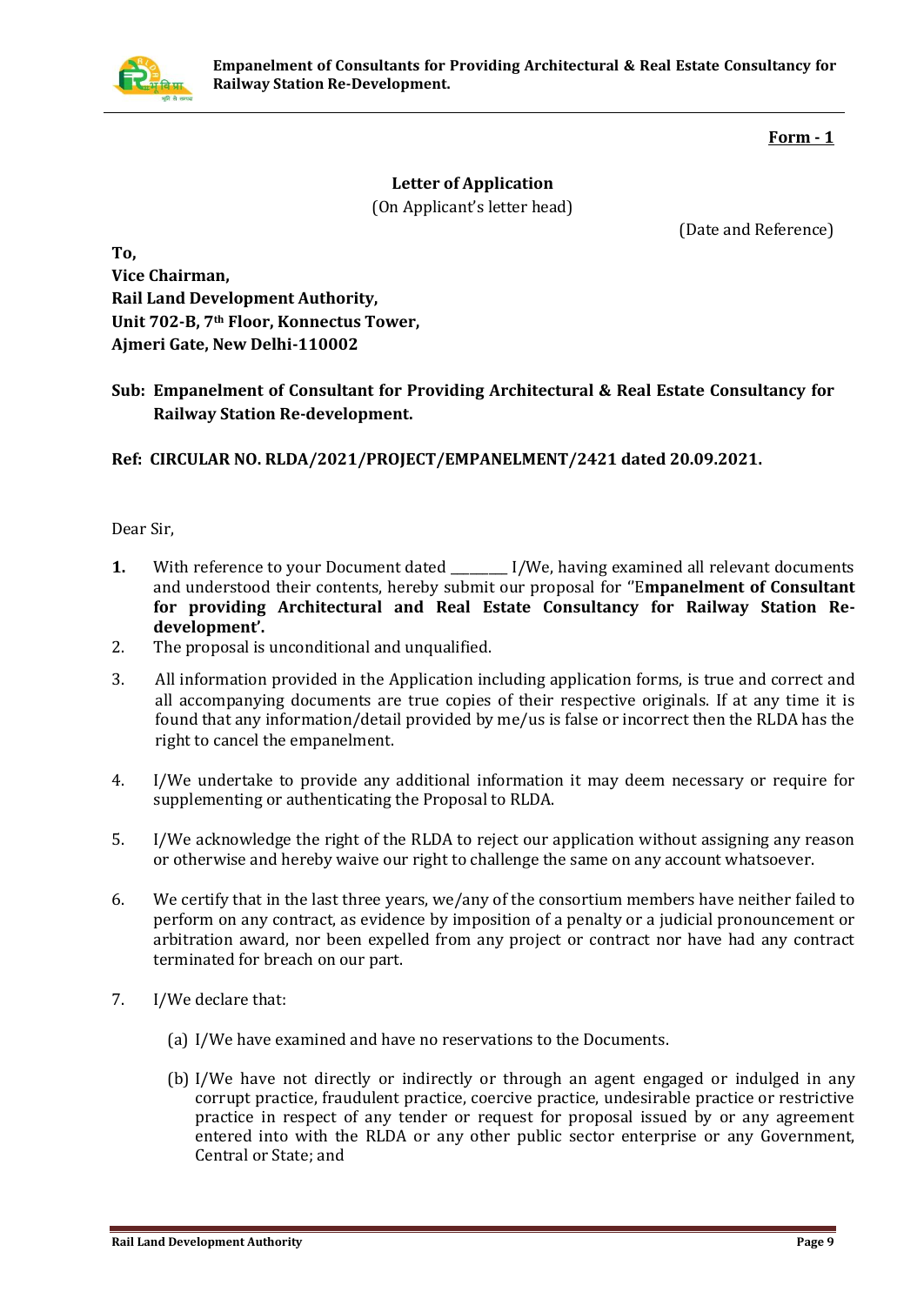**Form - 1**

**Letter of Application**

(On Applicant's letter head)

(Date and Reference)

**To,**
**Vice Chairman,**
**Rail Land Development Authority,**
**Unit 702-B, 7th Floor, Konnectus Tower,**
**Ajmeri Gate, New Delhi-110002**

**Sub: Empanelment of Consultant for Providing Architectural & Real Estate Consultancy for Railway Station Re-development.**

**Ref: CIRCULAR NO. RLDA/2021/PROJECT/EMPANELMENT/2421 dated 20.09.2021.**

Dear Sir,

**1.** With reference to your Document dated ________ I/We, having examined all relevant documents and understood their contents, hereby submit our proposal for ''E**mpanelment of Consultant for providing Architectural and Real Estate Consultancy for Railway Station Re-development'.**

2. The proposal is unconditional and unqualified.

3. All information provided in the Application including application forms, is true and correct and all accompanying documents are true copies of their respective originals. If at any time it is found that any information/detail provided by me/us is false or incorrect then the RLDA has the right to cancel the empanelment.

4. I/We undertake to provide any additional information it may deem necessary or require for supplementing or authenticating the Proposal to RLDA.

5. I/We acknowledge the right of the RLDA to reject our application without assigning any reason or otherwise and hereby waive our right to challenge the same on any account whatsoever.

6. We certify that in the last three years, we/any of the consortium members have neither failed to perform on any contract, as evidence by imposition of a penalty or a judicial pronouncement or arbitration award, nor been expelled from any project or contract nor have had any contract terminated for breach on our part.

7. I/We declare that:

   (a) I/We have examined and have no reservations to the Documents.

   (b) I/We have not directly or indirectly or through an agent engaged or indulged in any corrupt practice, fraudulent practice, coercive practice, undesirable practice or restrictive practice in respect of any tender or request for proposal issued by or any agreement entered into with the RLDA or any other public sector enterprise or any Government, Central or State; and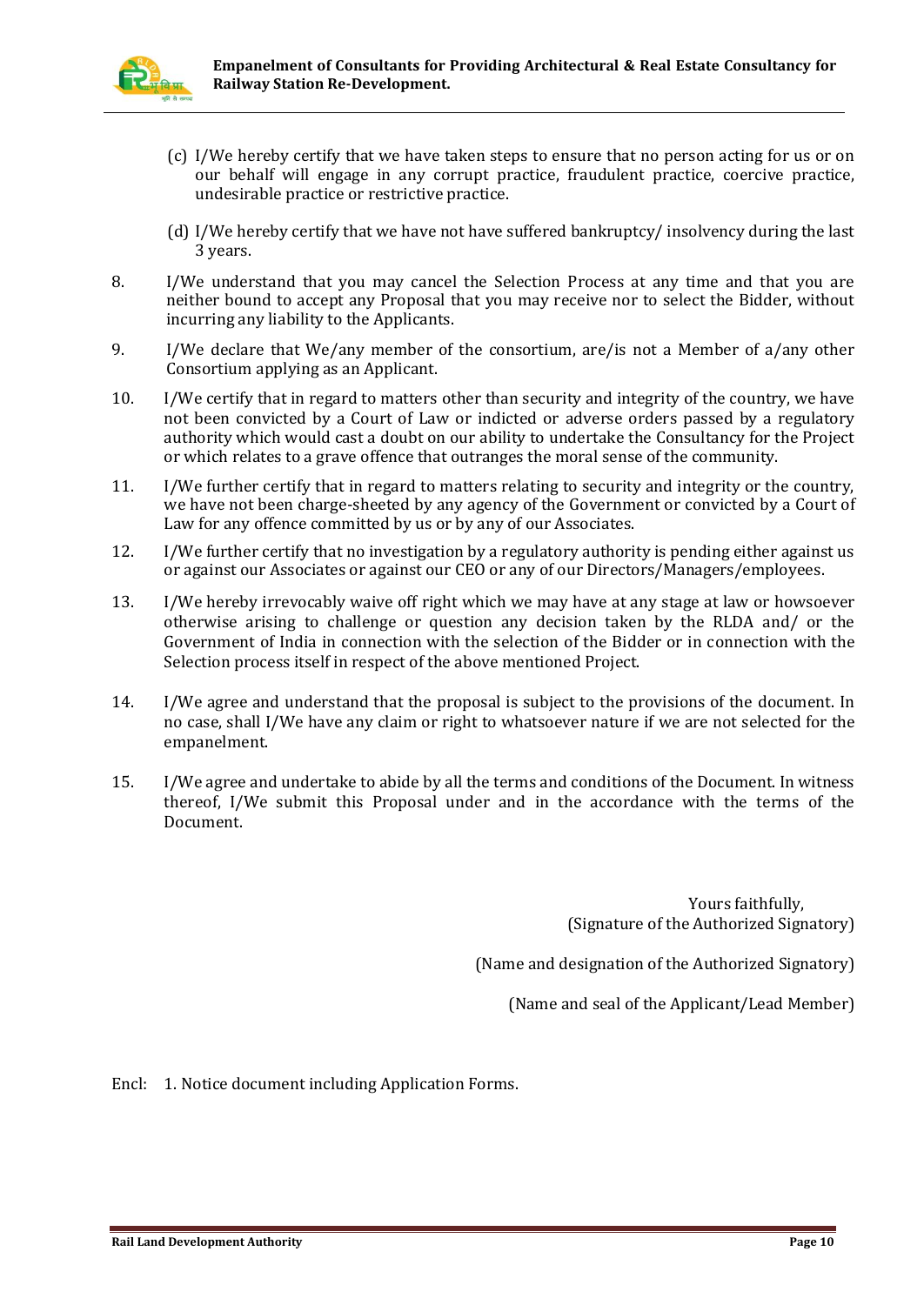(c) I/We hereby certify that we have taken steps to ensure that no person acting for us or on our behalf will engage in any corrupt practice, fraudulent practice, coercive practice, undesirable practice or restrictive practice.

(d) I/We hereby certify that we have not have suffered bankruptcy/ insolvency during the last 3 years.

8. I/We understand that you may cancel the Selection Process at any time and that you are neither bound to accept any Proposal that you may receive nor to select the Bidder, without incurring any liability to the Applicants.

9. I/We declare that We/any member of the consortium, are/is not a Member of a/any other Consortium applying as an Applicant.

10. I/We certify that in regard to matters other than security and integrity of the country, we have not been convicted by a Court of Law or indicted or adverse orders passed by a regulatory authority which would cast a doubt on our ability to undertake the Consultancy for the Project or which relates to a grave offence that outranges the moral sense of the community.

11. I/We further certify that in regard to matters relating to security and integrity or the country, we have not been charge-sheeted by any agency of the Government or convicted by a Court of Law for any offence committed by us or by any of our Associates.

12. I/We further certify that no investigation by a regulatory authority is pending either against us or against our Associates or against our CEO or any of our Directors/Managers/employees.

13. I/We hereby irrevocably waive off right which we may have at any stage at law or howsoever otherwise arising to challenge or question any decision taken by the RLDA and/ or the Government of India in connection with the selection of the Bidder or in connection with the Selection process itself in respect of the above mentioned Project.

14. I/We agree and understand that the proposal is subject to the provisions of the document. In no case, shall I/We have any claim or right to whatsoever nature if we are not selected for the empanelment.

15. I/We agree and undertake to abide by all the terms and conditions of the Document. In witness thereof, I/We submit this Proposal under and in the accordance with the terms of the Document.

Yours faithfully,
(Signature of the Authorized Signatory)

(Name and designation of the Authorized Signatory)

(Name and seal of the Applicant/Lead Member)

Encl: 1. Notice document including Application Forms.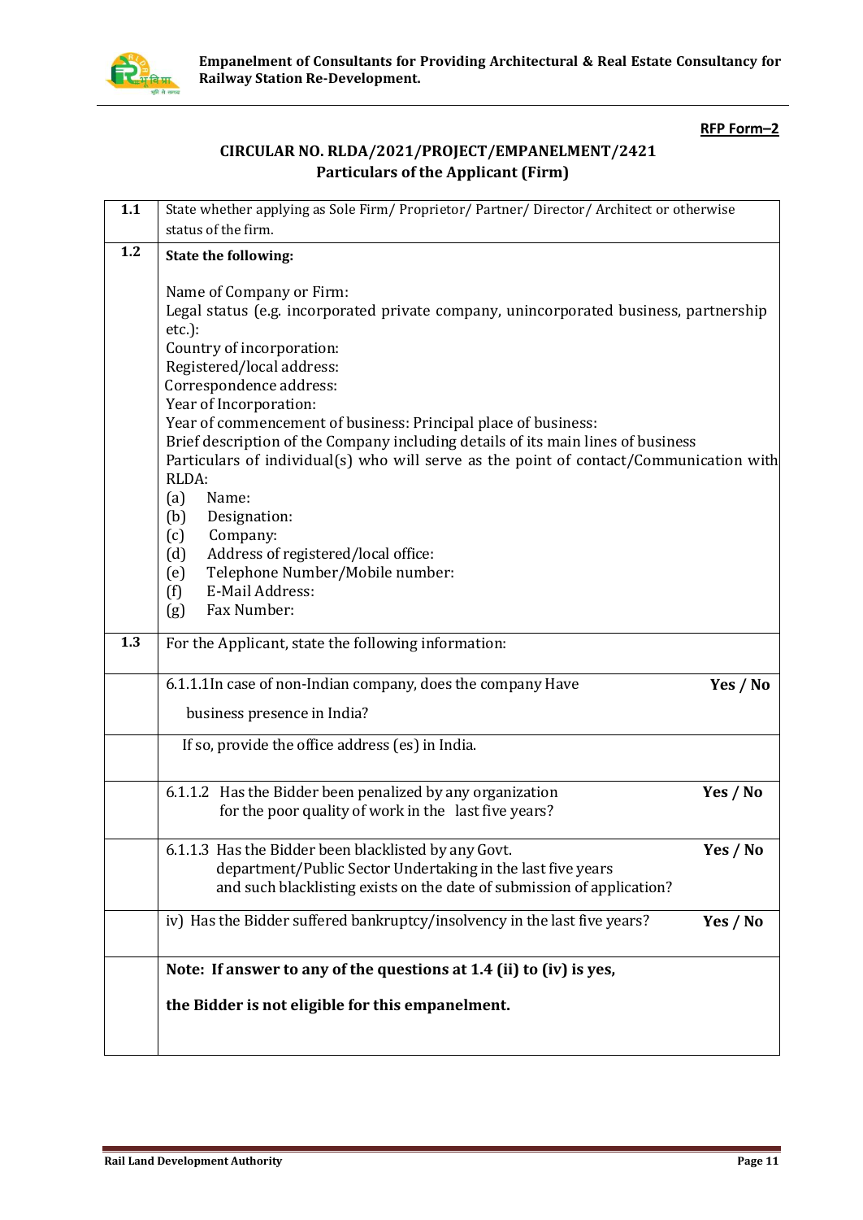**RFP Form–2**

**CIRCULAR NO. RLDA/2021/PROJECT/EMPANELMENT/2421**
**Particulars of the Applicant (Firm)**

| | |
|---|---|
| **1.1** | State whether applying as Sole Firm/ Proprietor/ Partner/ Director/ Architect or otherwise status of the firm. |
| **1.2** | **State the following:**<br><br>Name of Company or Firm:<br>Legal status (e.g. incorporated private company, unincorporated business, partnership etc.):<br>Country of incorporation:<br>Registered/local address:<br>Correspondence address:<br>Year of Incorporation:<br>Year of commencement of business: Principal place of business:<br>Brief description of the Company including details of its main lines of business<br>Particulars of individual(s) who will serve as the point of contact/Communication with RLDA:<br>(a) Name:<br>(b) Designation:<br>(c) Company:<br>(d) Address of registered/local office:<br>(e) Telephone Number/Mobile number:<br>(f) E-Mail Address:<br>(g) Fax Number: |
| **1.3** | For the Applicant, state the following information: |
| | 6.1.1.1In case of non-Indian company, does the company Have business presence in India? **Yes / No** |
| | If so, provide the office address (es) in India. |
| | 6.1.1.2 Has the Bidder been penalized by any organization for the poor quality of work in the last five years? **Yes / No** |
| | 6.1.1.3 Has the Bidder been blacklisted by any Govt. department/Public Sector Undertaking in the last five years and such blacklisting exists on the date of submission of application? **Yes / No** |
| | iv) Has the Bidder suffered bankruptcy/insolvency in the last five years? **Yes / No** |
| | **Note: If answer to any of the questions at 1.4 (ii) to (iv) is yes,**<br><br>**the Bidder is not eligible for this empanelment.** |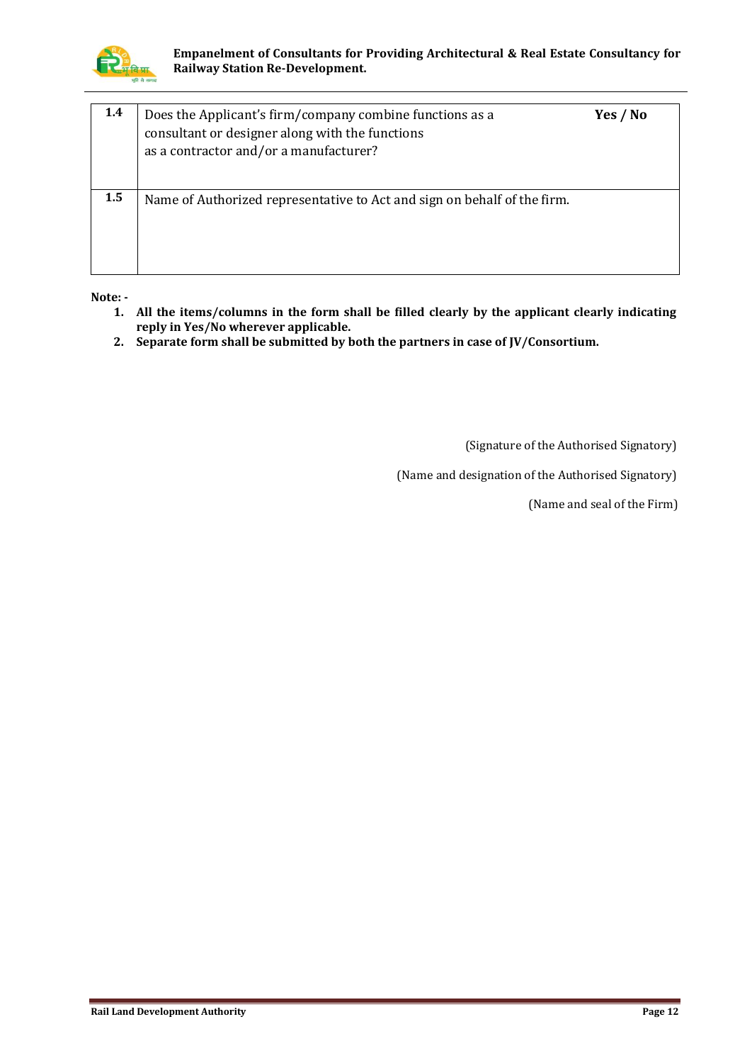| | | |
|---|---|---|
| **1.4** | Does the Applicant's firm/company combine functions as a consultant or designer along with the functions as a contractor and/or a manufacturer? | **Yes / No** |
| **1.5** | Name of Authorized representative to Act and sign on behalf of the firm. | |

**Note: -**

1. **All the items/columns in the form shall be filled clearly by the applicant clearly indicating reply in Yes/No wherever applicable.**
2. **Separate form shall be submitted by both the partners in case of JV/Consortium.**

(Signature of the Authorised Signatory)

(Name and designation of the Authorised Signatory)

(Name and seal of the Firm)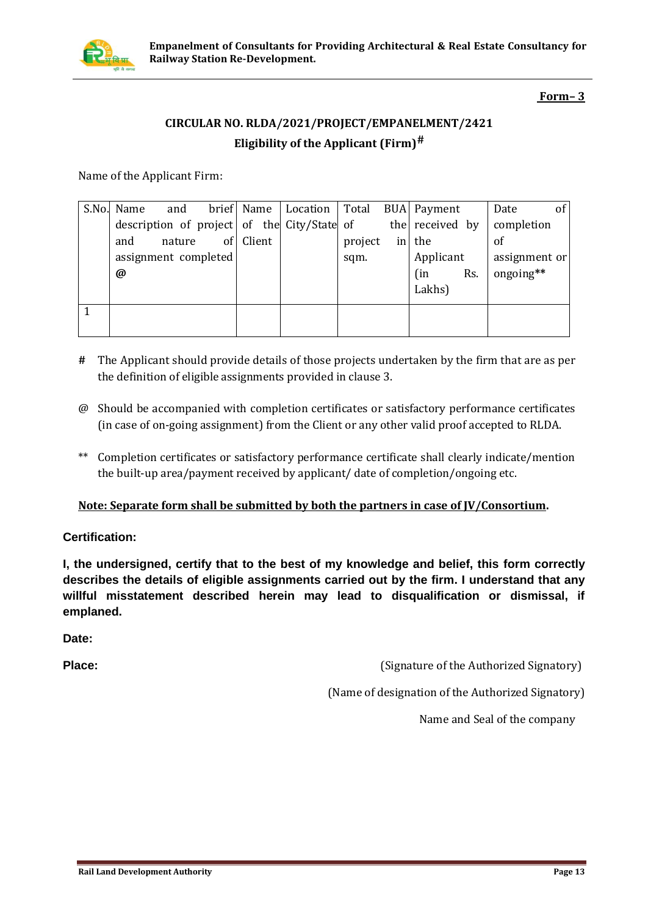**Form– 3**

## CIRCULAR NO. RLDA/2021/PROJECT/EMPANELMENT/2421

## Eligibility of the Applicant (Firm)#

Name of the Applicant Firm:

| S.No. | Name and brief description of project and nature of assignment completed @ | Name of the Client | Location City/State | Total BUA of the project in sqm. | Payment received by the Applicant (in Rs. Lakhs) | Date of completion of assignment or ongoing** |
|---|---|---|---|---|---|---|
| 1 | | | | | | |

# The Applicant should provide details of those projects undertaken by the firm that are as per the definition of eligible assignments provided in clause 3.

@ Should be accompanied with completion certificates or satisfactory performance certificates (in case of on-going assignment) from the Client or any other valid proof accepted to RLDA.

** Completion certificates or satisfactory performance certificate shall clearly indicate/mention the built-up area/payment received by applicant/ date of completion/ongoing etc.

**Note: Separate form shall be submitted by both the partners in case of JV/Consortium.**

**Certification:**

**I, the undersigned, certify that to the best of my knowledge and belief, this form correctly describes the details of eligible assignments carried out by the firm. I understand that any willful misstatement described herein may lead to disqualification or dismissal, if emplaned.**

**Date:**

**Place:**

(Signature of the Authorized Signatory)

(Name of designation of the Authorized Signatory)

Name and Seal of the company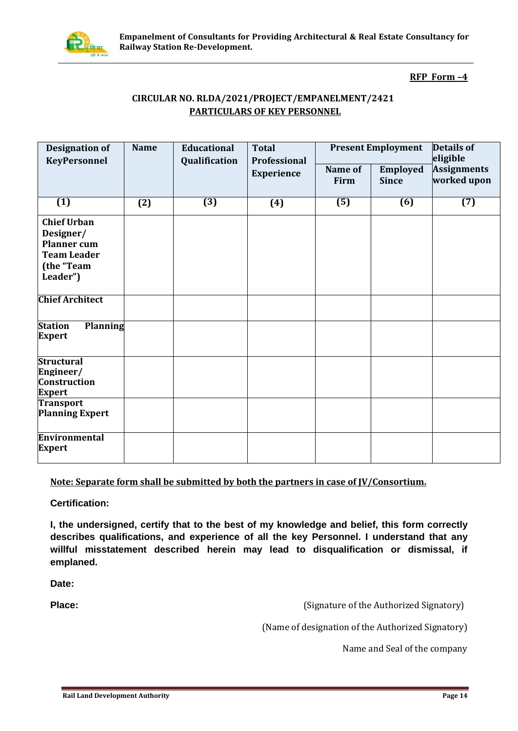**RFP Form –4**

**CIRCULAR NO. RLDA/2021/PROJECT/EMPANELMENT/2421**

**PARTICULARS OF KEY PERSONNEL**

| Designation of KeyPersonnel | Name | Educational Qualification | Total Professional Experience | Present Employment | | Details of eligible Assignments worked upon |
|---|---|---|---|---|---|---|
| | | | | Name of Firm | Employed Since | |
| (1) | (2) | (3) | (4) | (5) | (6) | (7) |
| Chief Urban Designer/ Planner cum Team Leader (the "Team Leader") | | | | | | |
| Chief Architect | | | | | | |
| Station Planning Expert | | | | | | |
| Structural Engineer/ Construction Expert | | | | | | |
| Transport Planning Expert | | | | | | |
| Environmental Expert | | | | | | |

**Note: Separate form shall be submitted by both the partners in case of JV/Consortium.**

**Certification:**

**I, the undersigned, certify that to the best of my knowledge and belief, this form correctly describes qualifications, and experience of all the key Personnel. I understand that any willful misstatement described herein may lead to disqualification or dismissal, if emplaned.**

**Date:**

**Place:** (Signature of the Authorized Signatory)

(Name of designation of the Authorized Signatory)

Name and Seal of the company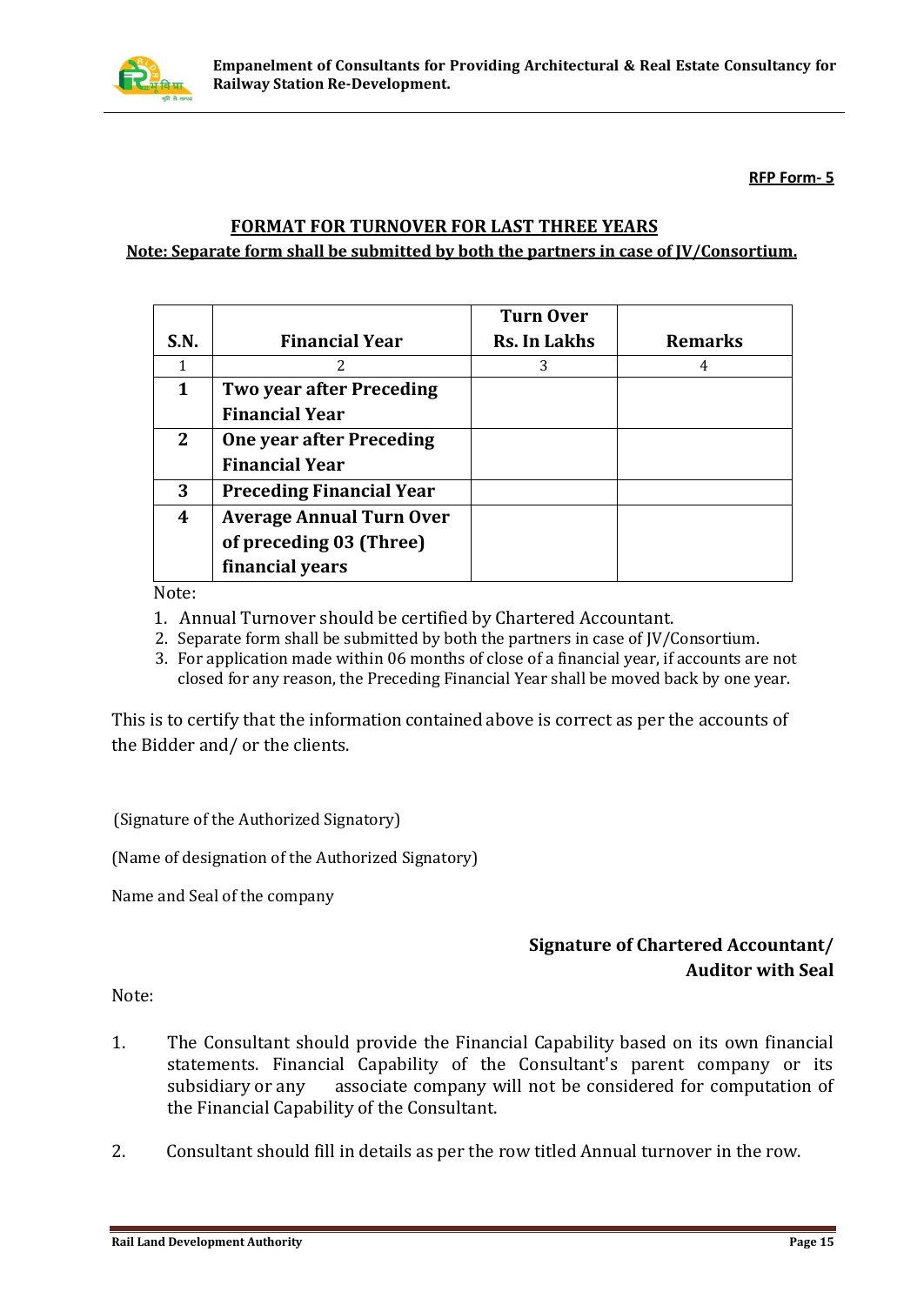**RFP Form- 5**

## FORMAT FOR TURNOVER FOR LAST THREE YEARS

**Note: Separate form shall be submitted by both the partners in case of JV/Consortium.**

| S.N. | Financial Year | Turn Over Rs. In Lakhs | Remarks |
|---|---|---|---|
| 1 | 2 | 3 | 4 |
| **1** | **Two year after Preceding Financial Year** | | |
| **2** | **One year after Preceding Financial Year** | | |
| **3** | **Preceding Financial Year** | | |
| **4** | **Average Annual Turn Over of preceding 03 (Three) financial years** | | |

Note:

1. Annual Turnover should be certified by Chartered Accountant.
2. Separate form shall be submitted by both the partners in case of JV/Consortium.
3. For application made within 06 months of close of a financial year, if accounts are not closed for any reason, the Preceding Financial Year shall be moved back by one year.

This is to certify that the information contained above is correct as per the accounts of the Bidder and/ or the clients.

(Signature of the Authorized Signatory)

(Name of designation of the Authorized Signatory)

Name and Seal of the company

**Signature of Chartered Accountant/ Auditor with Seal**

Note:

1. The Consultant should provide the Financial Capability based on its own financial statements. Financial Capability of the Consultant's parent company or its subsidiary or any associate company will not be considered for computation of the Financial Capability of the Consultant.
2. Consultant should fill in details as per the row titled Annual turnover in the row.